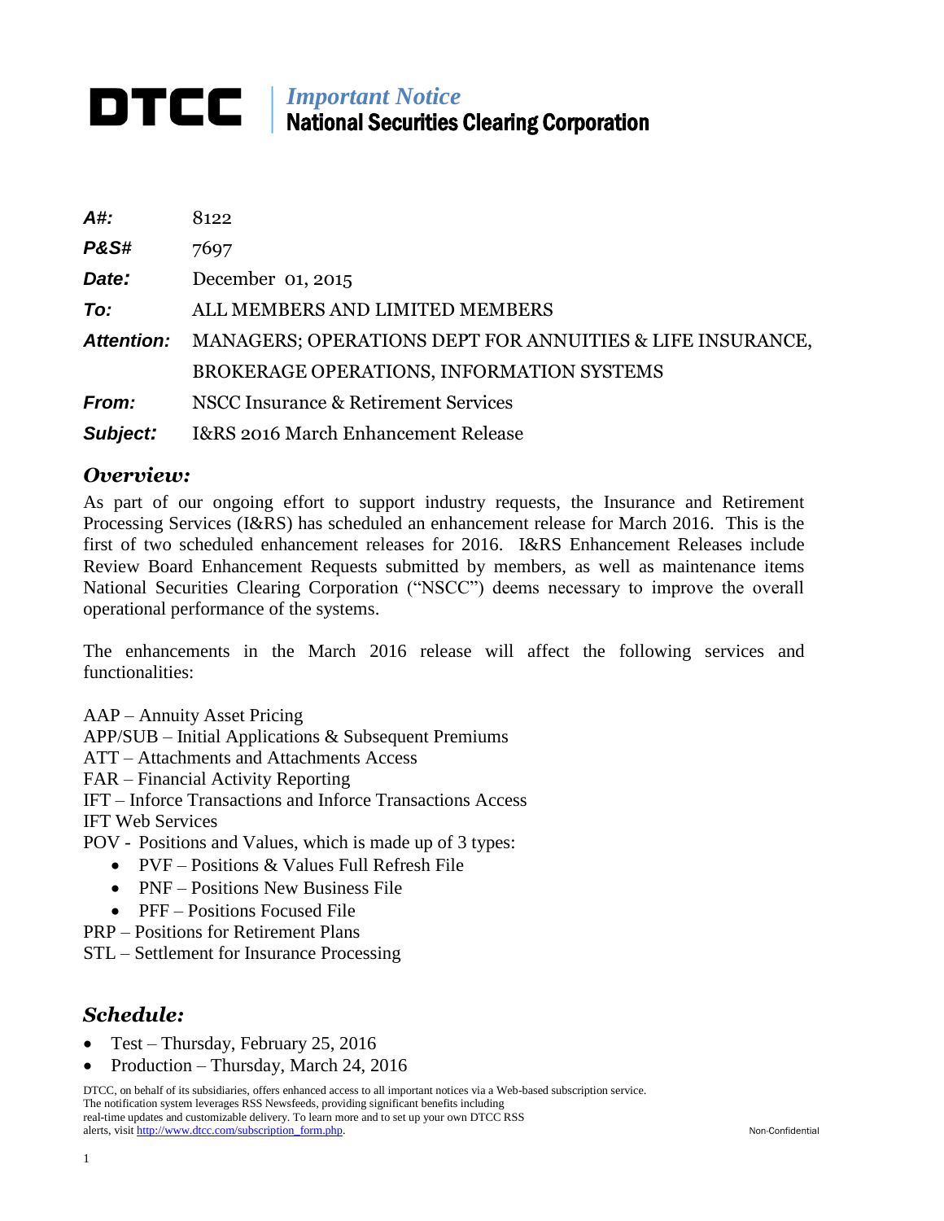# DTCC | *Important Notice*
## National Securities Clearing Corporation

| | |
|---|---|
| ***A#:*** | 8122 |
| ***P&S#*** | 7697 |
| ***Date:*** | December 01, 2015 |
| ***To:*** | ALL MEMBERS AND LIMITED MEMBERS |
| ***Attention:*** | MANAGERS; OPERATIONS DEPT FOR ANNUITIES & LIFE INSURANCE, BROKERAGE OPERATIONS, INFORMATION SYSTEMS |
| ***From:*** | NSCC Insurance & Retirement Services |
| ***Subject:*** | I&RS 2016 March Enhancement Release |

## *Overview:*

As part of our ongoing effort to support industry requests, the Insurance and Retirement Processing Services (I&RS) has scheduled an enhancement release for March 2016. This is the first of two scheduled enhancement releases for 2016. I&RS Enhancement Releases include Review Board Enhancement Requests submitted by members, as well as maintenance items National Securities Clearing Corporation ("NSCC") deems necessary to improve the overall operational performance of the systems.

The enhancements in the March 2016 release will affect the following services and functionalities:

AAP – Annuity Asset Pricing
APP/SUB – Initial Applications & Subsequent Premiums
ATT – Attachments and Attachments Access
FAR – Financial Activity Reporting
IFT – Inforce Transactions and Inforce Transactions Access
IFT Web Services
POV - Positions and Values, which is made up of 3 types:

- PVF – Positions & Values Full Refresh File
- PNF – Positions New Business File
- PFF – Positions Focused File

PRP – Positions for Retirement Plans
STL – Settlement for Insurance Processing

## *Schedule:*

- Test – Thursday, February 25, 2016
- Production – Thursday, March 24, 2016

DTCC, on behalf of its subsidiaries, offers enhanced access to all important notices via a Web-based subscription service. The notification system leverages RSS Newsfeeds, providing significant benefits including real-time updates and customizable delivery. To learn more and to set up your own DTCC RSS alerts, visit http://www.dtcc.com/subscription_form.php.

Non-Confidential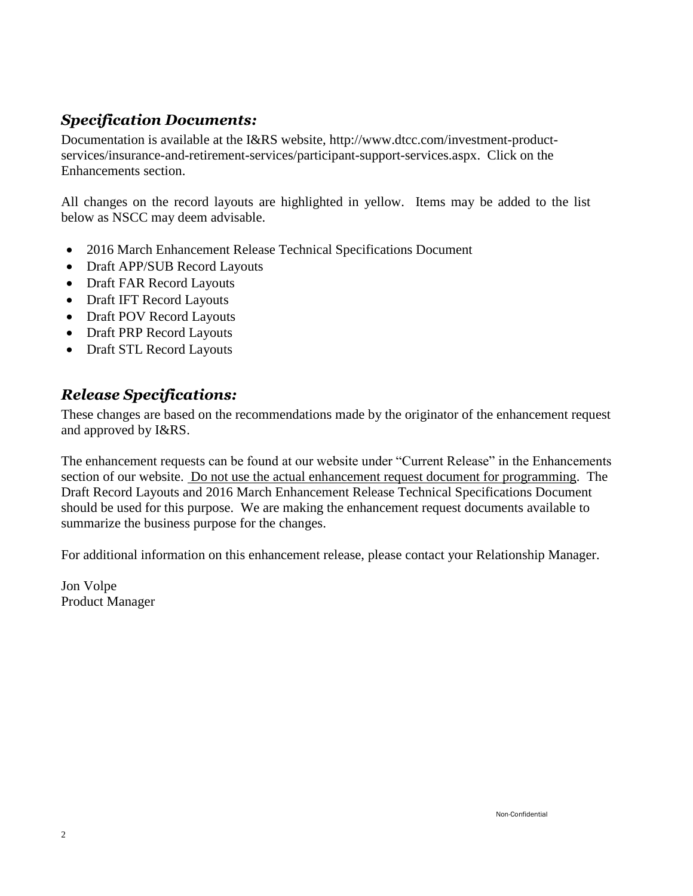## *Specification Documents:*

Documentation is available at the I&RS website, http://www.dtcc.com/investment-product-services/insurance-and-retirement-services/participant-support-services.aspx. Click on the Enhancements section.

All changes on the record layouts are highlighted in yellow. Items may be added to the list below as NSCC may deem advisable.

- 2016 March Enhancement Release Technical Specifications Document
- Draft APP/SUB Record Layouts
- Draft FAR Record Layouts
- Draft IFT Record Layouts
- Draft POV Record Layouts
- Draft PRP Record Layouts
- Draft STL Record Layouts

## *Release Specifications:*

These changes are based on the recommendations made by the originator of the enhancement request and approved by I&RS.

The enhancement requests can be found at our website under "Current Release" in the Enhancements section of our website. <u>Do not use the actual enhancement request document for programming</u>. The Draft Record Layouts and 2016 March Enhancement Release Technical Specifications Document should be used for this purpose. We are making the enhancement request documents available to summarize the business purpose for the changes.

For additional information on this enhancement release, please contact your Relationship Manager.

Jon Volpe
Product Manager